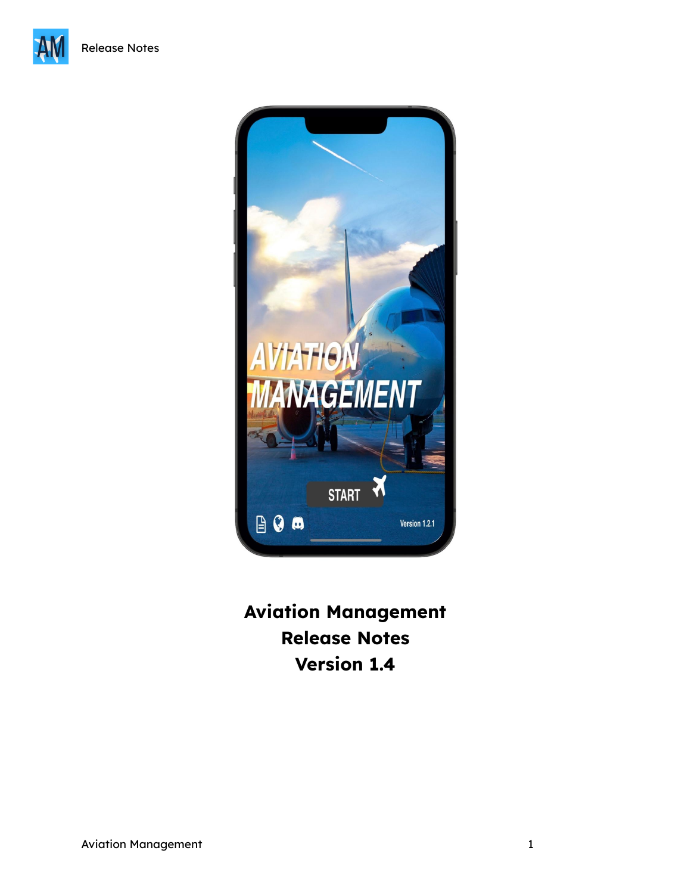# Aviation Management
# Release Notes
# Version 1.4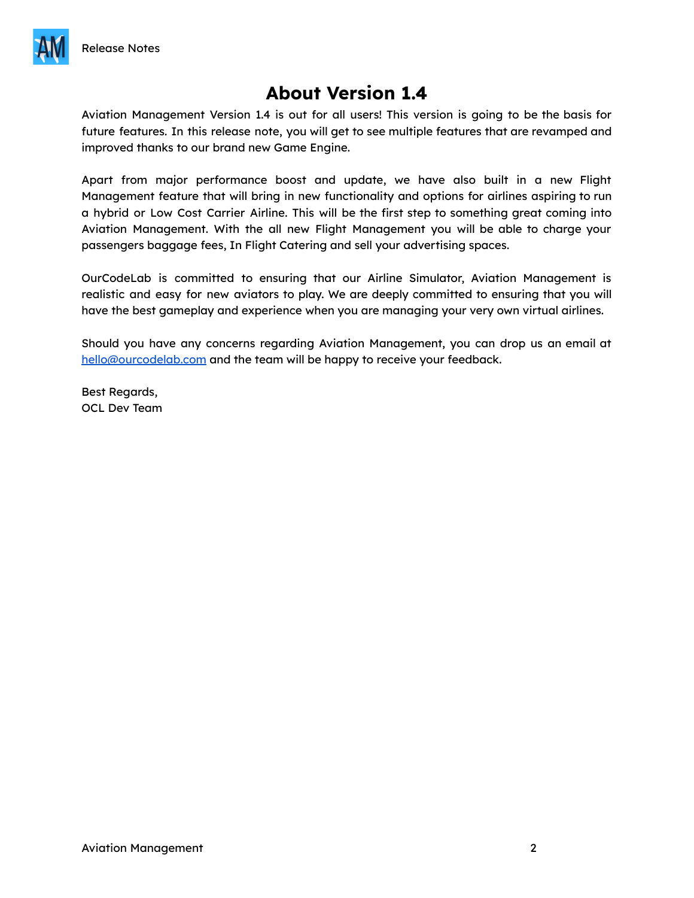# About Version 1.4

Aviation Management Version 1.4 is out for all users! This version is going to be the basis for future features. In this release note, you will get to see multiple features that are revamped and improved thanks to our brand new Game Engine.

Apart from major performance boost and update, we have also built in a new Flight Management feature that will bring in new functionality and options for airlines aspiring to run a hybrid or Low Cost Carrier Airline. This will be the first step to something great coming into Aviation Management. With the all new Flight Management you will be able to charge your passengers baggage fees, In Flight Catering and sell your advertising spaces.

OurCodeLab is committed to ensuring that our Airline Simulator, Aviation Management is realistic and easy for new aviators to play. We are deeply committed to ensuring that you will have the best gameplay and experience when you are managing your very own virtual airlines.

Should you have any concerns regarding Aviation Management, you can drop us an email at hello@ourcodelab.com and the team will be happy to receive your feedback.

Best Regards,
OCL Dev Team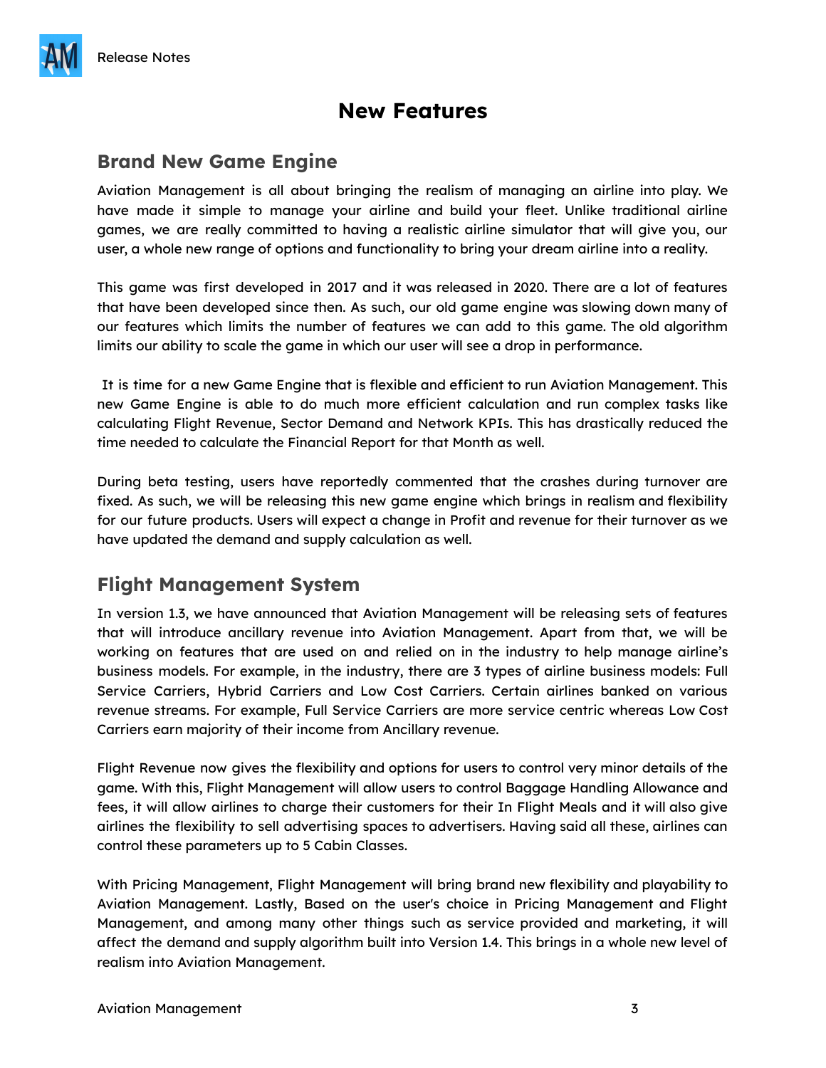# New Features

## Brand New Game Engine

Aviation Management is all about bringing the realism of managing an airline into play. We have made it simple to manage your airline and build your fleet. Unlike traditional airline games, we are really committed to having a realistic airline simulator that will give you, our user, a whole new range of options and functionality to bring your dream airline into a reality.

This game was first developed in 2017 and it was released in 2020. There are a lot of features that have been developed since then. As such, our old game engine was slowing down many of our features which limits the number of features we can add to this game. The old algorithm limits our ability to scale the game in which our user will see a drop in performance.

It is time for a new Game Engine that is flexible and efficient to run Aviation Management. This new Game Engine is able to do much more efficient calculation and run complex tasks like calculating Flight Revenue, Sector Demand and Network KPIs. This has drastically reduced the time needed to calculate the Financial Report for that Month as well.

During beta testing, users have reportedly commented that the crashes during turnover are fixed. As such, we will be releasing this new game engine which brings in realism and flexibility for our future products. Users will expect a change in Profit and revenue for their turnover as we have updated the demand and supply calculation as well.

## Flight Management System

In version 1.3, we have announced that Aviation Management will be releasing sets of features that will introduce ancillary revenue into Aviation Management. Apart from that, we will be working on features that are used on and relied on in the industry to help manage airline's business models. For example, in the industry, there are 3 types of airline business models: Full Service Carriers, Hybrid Carriers and Low Cost Carriers. Certain airlines banked on various revenue streams. For example, Full Service Carriers are more service centric whereas Low Cost Carriers earn majority of their income from Ancillary revenue.

Flight Revenue now gives the flexibility and options for users to control very minor details of the game. With this, Flight Management will allow users to control Baggage Handling Allowance and fees, it will allow airlines to charge their customers for their In Flight Meals and it will also give airlines the flexibility to sell advertising spaces to advertisers. Having said all these, airlines can control these parameters up to 5 Cabin Classes.

With Pricing Management, Flight Management will bring brand new flexibility and playability to Aviation Management. Lastly, Based on the user's choice in Pricing Management and Flight Management, and among many other things such as service provided and marketing, it will affect the demand and supply algorithm built into Version 1.4. This brings in a whole new level of realism into Aviation Management.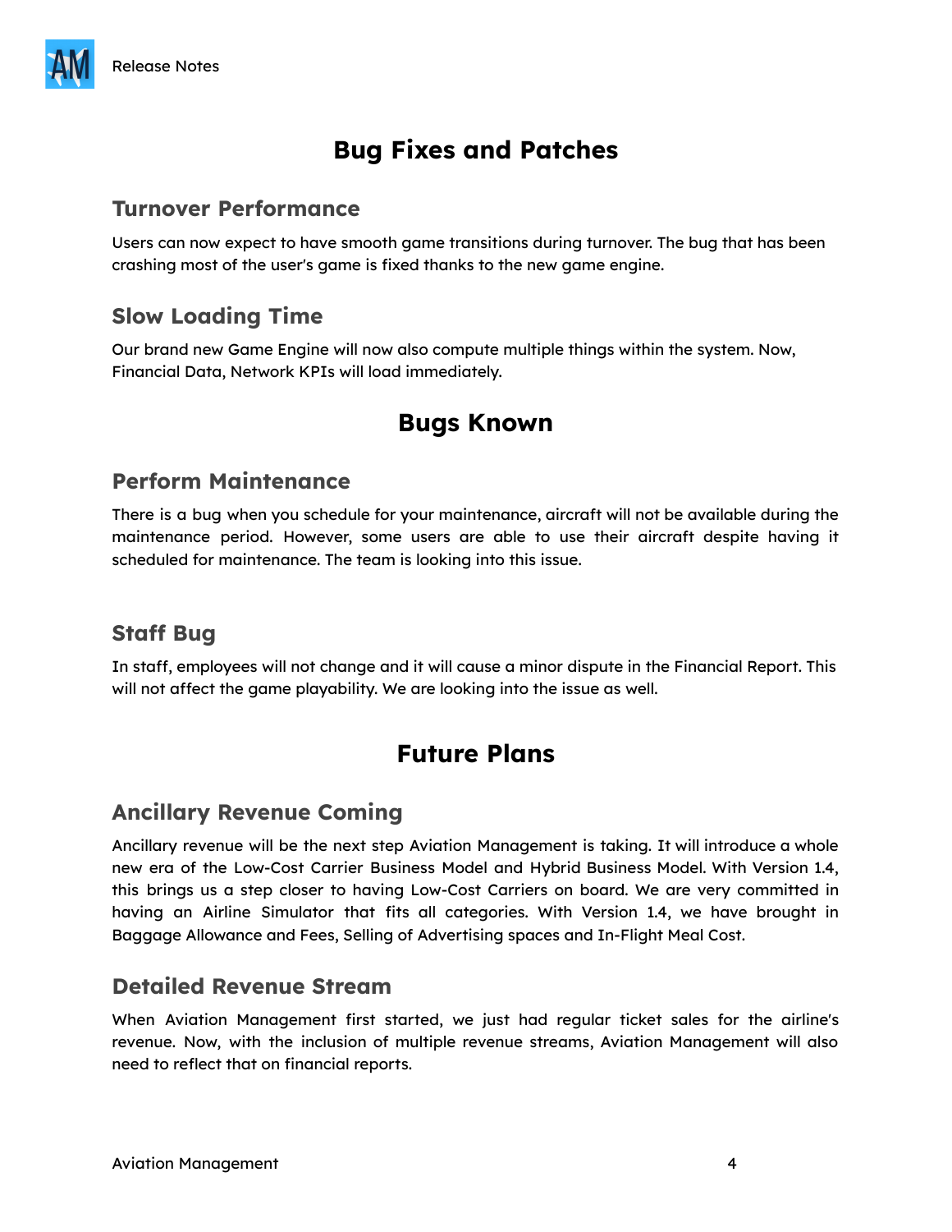## Bug Fixes and Patches

### Turnover Performance

Users can now expect to have smooth game transitions during turnover. The bug that has been crashing most of the user's game is fixed thanks to the new game engine.

### Slow Loading Time

Our brand new Game Engine will now also compute multiple things within the system. Now, Financial Data, Network KPIs will load immediately.

## Bugs Known

### Perform Maintenance

There is a bug when you schedule for your maintenance, aircraft will not be available during the maintenance period. However, some users are able to use their aircraft despite having it scheduled for maintenance. The team is looking into this issue.

### Staff Bug

In staff, employees will not change and it will cause a minor dispute in the Financial Report. This will not affect the game playability. We are looking into the issue as well.

## Future Plans

### Ancillary Revenue Coming

Ancillary revenue will be the next step Aviation Management is taking. It will introduce a whole new era of the Low-Cost Carrier Business Model and Hybrid Business Model. With Version 1.4, this brings us a step closer to having Low-Cost Carriers on board. We are very committed in having an Airline Simulator that fits all categories. With Version 1.4, we have brought in Baggage Allowance and Fees, Selling of Advertising spaces and In-Flight Meal Cost.

### Detailed Revenue Stream

When Aviation Management first started, we just had regular ticket sales for the airline's revenue. Now, with the inclusion of multiple revenue streams, Aviation Management will also need to reflect that on financial reports.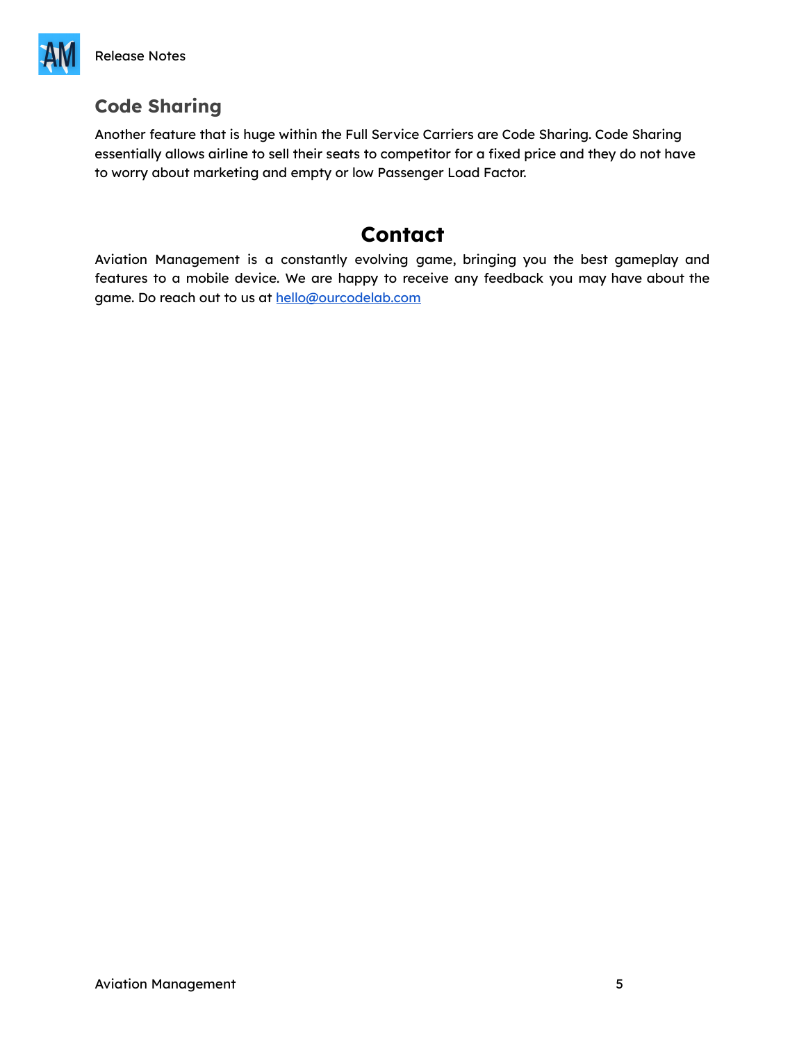## Code Sharing

Another feature that is huge within the Full Service Carriers are Code Sharing. Code Sharing essentially allows airline to sell their seats to competitor for a fixed price and they do not have to worry about marketing and empty or low Passenger Load Factor.

# Contact

Aviation Management is a constantly evolving game, bringing you the best gameplay and features to a mobile device. We are happy to receive any feedback you may have about the game. Do reach out to us at hello@ourcodelab.com